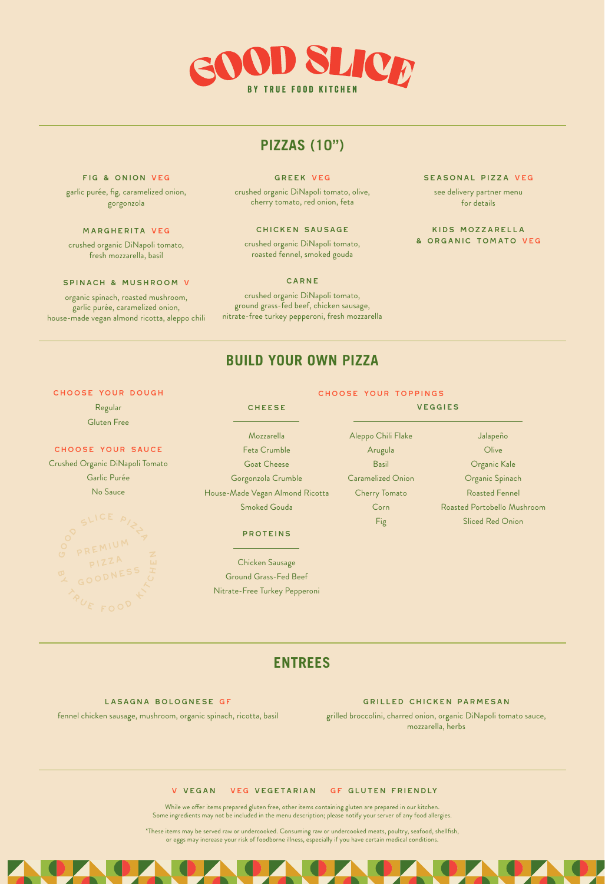# GOOD SLICE

BY TRUE FOOD KITCHEN

## PIZZAS (10")

### FIG & ONION VEG

garlic purée, fig, caramelized onion, gorgonzola

### MARGHERITA VEG

crushed organic DiNapoli tomato, fresh mozzarella, basil

### SPINACH & MUSHROOM V

organic spinach, roasted mushroom, garlic purée, caramelized onion, house-made vegan almond ricotta, aleppo chili

### GREEK VEG

crushed organic DiNapoli tomato, olive, cherry tomato, red onion, feta

### CHICKEN SAUSAGE

crushed organic DiNapoli tomato, roasted fennel, smoked gouda

### CARNE

crushed organic DiNapoli tomato, ground grass-fed beef, chicken sausage, nitrate-free turkey pepperoni, fresh mozzarella

### SEASONAL PIZZA VEG

see delivery partner menu for details

### KIDS MOZZARELLA & ORGANIC TOMATO VEG

## BUILD YOUR OWN PIZZA

### CHOOSE YOUR DOUGH

- Regular
- Gluten Free

### CHOOSE YOUR SAUCE

- Crushed Organic DiNapoli Tomato
- Garlic Purée
- No Sauce

GOOD SLICE PIZZA · PREMIUM PIZZA GOODNESS · BY TRUE FOOD KITCHEN

### CHOOSE YOUR TOPPINGS

#### CHEESE

- Mozzarella
- Feta Crumble
- Goat Cheese
- Gorgonzola Crumble
- House-Made Vegan Almond Ricotta
- Smoked Gouda

#### PROTEINS

- Chicken Sausage
- Ground Grass-Fed Beef
- Nitrate-Free Turkey Pepperoni

#### VEGGIES

- Aleppo Chili Flake
- Arugula
- Basil
- Caramelized Onion
- Cherry Tomato
- Corn
- Fig
- Jalapeño
- Olive
- Organic Kale
- Organic Spinach
- Roasted Fennel
- Roasted Portobello Mushroom
- Sliced Red Onion

## ENTREES

### LASAGNA BOLOGNESE GF

fennel chicken sausage, mushroom, organic spinach, ricotta, basil

### GRILLED CHICKEN PARMESAN

grilled broccolini, charred onion, organic DiNapoli tomato sauce, mozzarella, herbs

---

V VEGAN VEG VEGETARIAN GF GLUTEN FRIENDLY

While we offer items prepared gluten free, other items containing gluten are prepared in our kitchen. Some ingredients may not be included in the menu description; please notify your server of any food allergies.

*These items may be served raw or undercooked. Consuming raw or undercooked meats, poultry, seafood, shellfish, or eggs may increase your risk of foodborne illness, especially if you have certain medical conditions.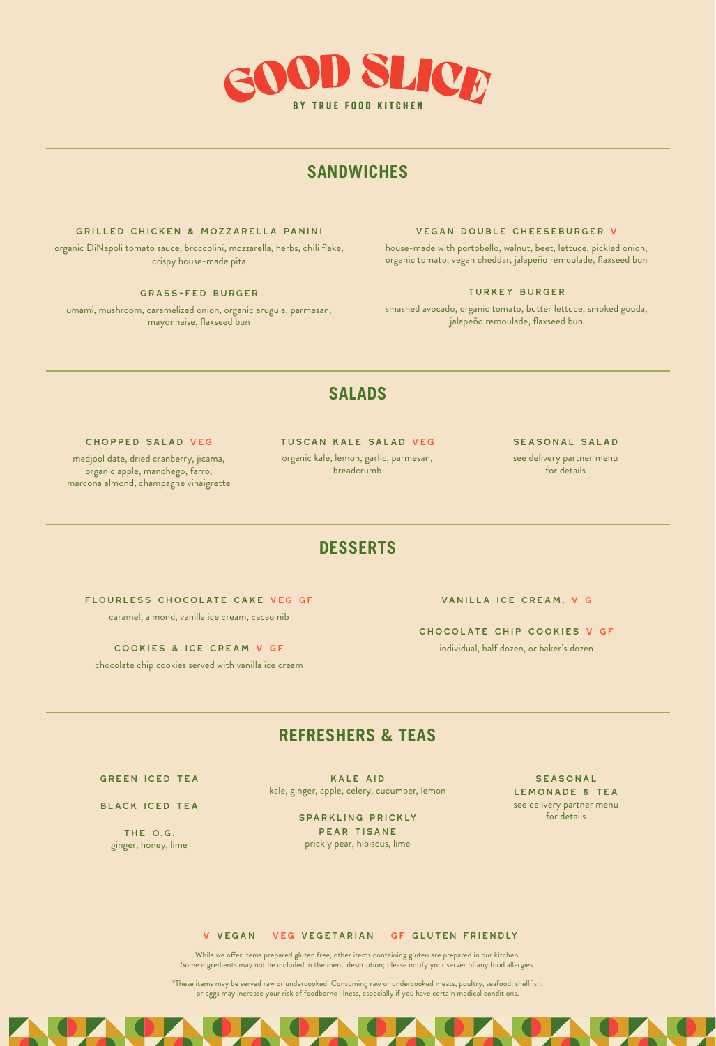# GOOD SLICE

BY TRUE FOOD KITCHEN

## SANDWICHES

### GRILLED CHICKEN & MOZZARELLA PANINI

organic DiNapoli tomato sauce, broccolini, mozzarella, herbs, chili flake, crispy house-made pita

### GRASS-FED BURGER

umami, mushroom, caramelized onion, organic arugula, parmesan, mayonnaise, flaxseed bun

### VEGAN DOUBLE CHEESEBURGER V

house-made with portobello, walnut, beet, lettuce, pickled onion, organic tomato, vegan cheddar, jalapeño remoulade, flaxseed bun

### TURKEY BURGER

smashed avocado, organic tomato, butter lettuce, smoked gouda, jalapeño remoulade, flaxseed bun

## SALADS

### CHOPPED SALAD VEG

medjool date, dried cranberry, jicama, organic apple, manchego, farro, marcona almond, champagne vinaigrette

### TUSCAN KALE SALAD VEG

organic kale, lemon, garlic, parmesan, breadcrumb

### SEASONAL SALAD

see delivery partner menu for details

## DESSERTS

### FLOURLESS CHOCOLATE CAKE VEG GF

caramel, almond, vanilla ice cream, cacao nib

### COOKIES & ICE CREAM V GF

chocolate chip cookies served with vanilla ice cream

### VANILLA ICE CREAM. V G

### CHOCOLATE CHIP COOKIES V GF

individual, half dozen, or baker's dozen

## REFRESHERS & TEAS

### GREEN ICED TEA

### BLACK ICED TEA

### THE O.G.

ginger, honey, lime

### KALE AID

kale, ginger, apple, celery, cucumber, lemon

### SPARKLING PRICKLY PEAR TISANE

prickly pear, hibiscus, lime

### SEASONAL LEMONADE & TEA

see delivery partner menu for details

V VEGAN VEG VEGETARIAN GF GLUTEN FRIENDLY

While we offer items prepared gluten free, other items containing gluten are prepared in our kitchen. Some ingredients may not be included in the menu description; please notify your server of any food allergies.

*These items may be served raw or undercooked. Consuming raw or undercooked meats, poultry, seafood, shellfish, or eggs may increase your risk of foodborne illness, especially if you have certain medical conditions.